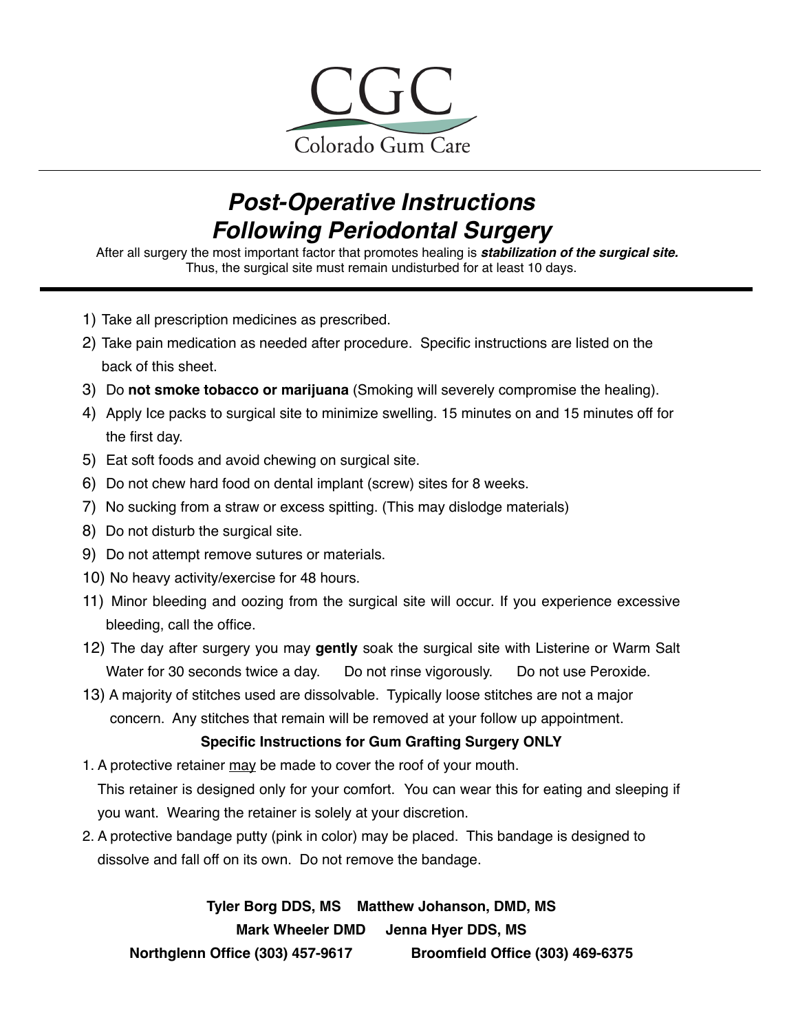CGC

Colorado Gum Care

# *Post-Operative Instructions Following Periodontal Surgery*

After all surgery the most important factor that promotes healing is ***stabilization of the surgical site.*** Thus, the surgical site must remain undisturbed for at least 10 days.

1) Take all prescription medicines as prescribed.
2) Take pain medication as needed after procedure. Specific instructions are listed on the back of this sheet.
3) Do **not smoke tobacco or marijuana** (Smoking will severely compromise the healing).
4) Apply Ice packs to surgical site to minimize swelling. 15 minutes on and 15 minutes off for the first day.
5) Eat soft foods and avoid chewing on surgical site.
6) Do not chew hard food on dental implant (screw) sites for 8 weeks.
7) No sucking from a straw or excess spitting. (This may dislodge materials)
8) Do not disturb the surgical site.
9) Do not attempt remove sutures or materials.
10) No heavy activity/exercise for 48 hours.
11) Minor bleeding and oozing from the surgical site will occur. If you experience excessive bleeding, call the office.
12) The day after surgery you may **gently** soak the surgical site with Listerine or Warm Salt Water for 30 seconds twice a day. Do not rinse vigorously. Do not use Peroxide.
13) A majority of stitches used are dissolvable. Typically loose stitches are not a major concern. Any stitches that remain will be removed at your follow up appointment.

**Specific Instructions for Gum Grafting Surgery ONLY**

1. A protective retainer <u>may</u> be made to cover the roof of your mouth. This retainer is designed only for your comfort. You can wear this for eating and sleeping if you want. Wearing the retainer is solely at your discretion.
2. A protective bandage putty (pink in color) may be placed. This bandage is designed to dissolve and fall off on its own. Do not remove the bandage.

**Tyler Borg DDS, MS Matthew Johanson, DMD, MS**

**Mark Wheeler DMD Jenna Hyer DDS, MS**

**Northglenn Office (303) 457-9617 Broomfield Office (303) 469-6375**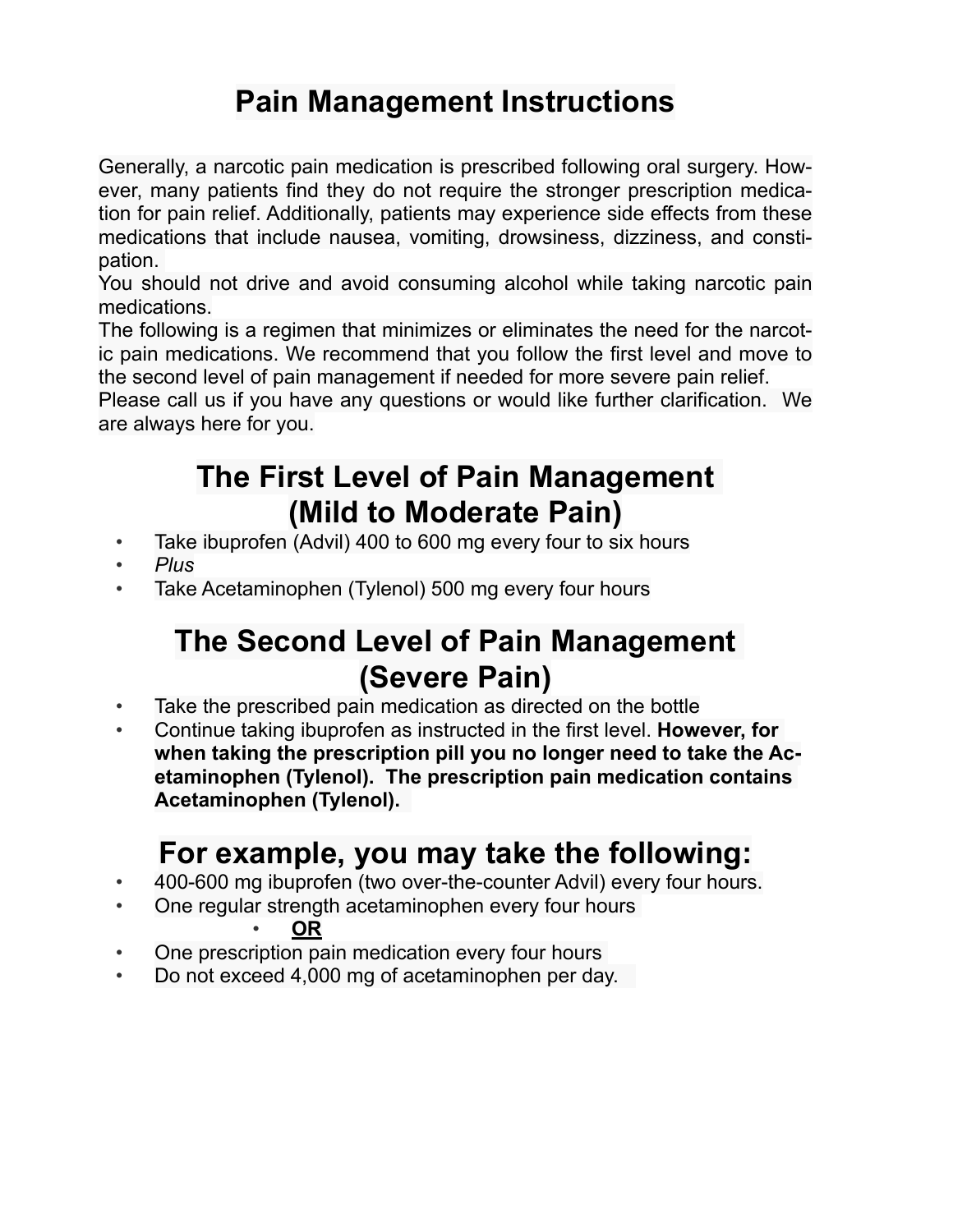# Pain Management Instructions

Generally, a narcotic pain medication is prescribed following oral surgery. However, many patients find they do not require the stronger prescription medication for pain relief. Additionally, patients may experience side effects from these medications that include nausea, vomiting, drowsiness, dizziness, and constipation.

You should not drive and avoid consuming alcohol while taking narcotic pain medications.

The following is a regimen that minimizes or eliminates the need for the narcotic pain medications. We recommend that you follow the first level and move to the second level of pain management if needed for more severe pain relief.

Please call us if you have any questions or would like further clarification. We are always here for you.

## The First Level of Pain Management (Mild to Moderate Pain)

- Take ibuprofen (Advil) 400 to 600 mg every four to six hours
- *Plus*
- Take Acetaminophen (Tylenol) 500 mg every four hours

## The Second Level of Pain Management (Severe Pain)

- Take the prescribed pain medication as directed on the bottle
- Continue taking ibuprofen as instructed in the first level. **However, for when taking the prescription pill you no longer need to take the Acetaminophen (Tylenol). The prescription pain medication contains Acetaminophen (Tylenol).**

## For example, you may take the following:

- 400-600 mg ibuprofen (two over-the-counter Advil) every four hours.
- One regular strength acetaminophen every four hours
    - **<u>OR</u>**
- One prescription pain medication every four hours
- Do not exceed 4,000 mg of acetaminophen per day.